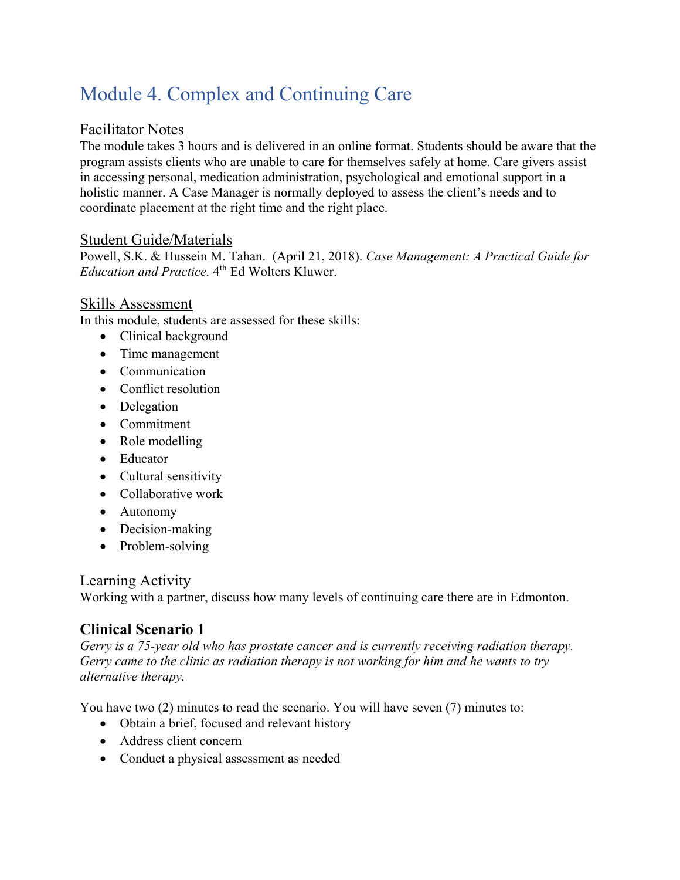# Module 4. Complex and Continuing Care

## Facilitator Notes

The module takes 3 hours and is delivered in an online format. Students should be aware that the program assists clients who are unable to care for themselves safely at home. Care givers assist in accessing personal, medication administration, psychological and emotional support in a holistic manner. A Case Manager is normally deployed to assess the client's needs and to coordinate placement at the right time and the right place.

## Student Guide/Materials

Powell, S.K. & Hussein M. Tahan. (April 21, 2018). *Case Management: A Practical Guide for Education and Practice.* 4th Ed Wolters Kluwer.

## Skills Assessment

In this module, students are assessed for these skills:

- Clinical background
- Time management
- Communication
- Conflict resolution
- Delegation
- Commitment
- Role modelling
- Educator
- Cultural sensitivity
- Collaborative work
- Autonomy
- Decision-making
- Problem-solving

## Learning Activity

Working with a partner, discuss how many levels of continuing care there are in Edmonton.

### Clinical Scenario 1

*Gerry is a 75-year old who has prostate cancer and is currently receiving radiation therapy. Gerry came to the clinic as radiation therapy is not working for him and he wants to try alternative therapy.*

You have two (2) minutes to read the scenario. You will have seven (7) minutes to:

- Obtain a brief, focused and relevant history
- Address client concern
- Conduct a physical assessment as needed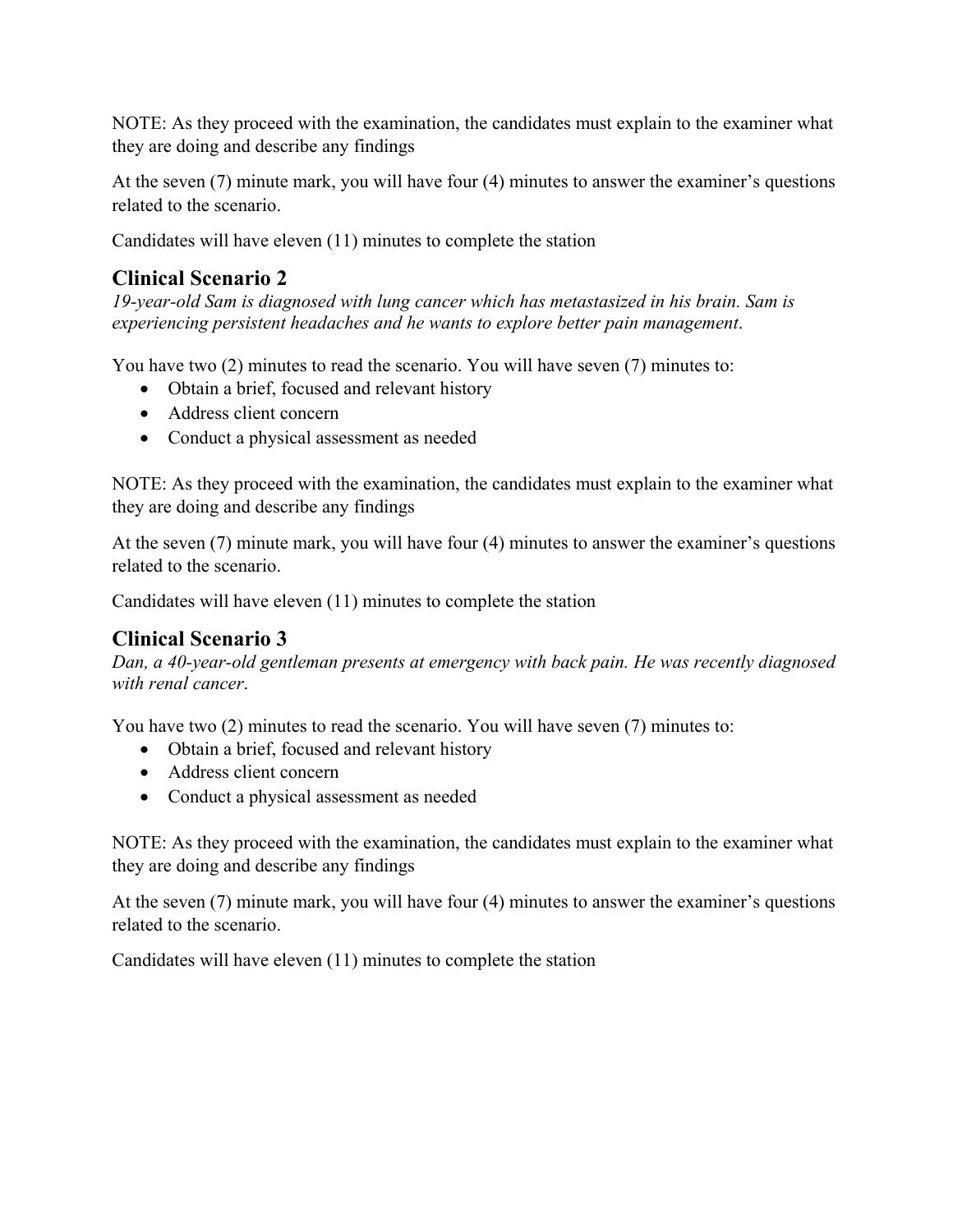NOTE: As they proceed with the examination, the candidates must explain to the examiner what they are doing and describe any findings

At the seven (7) minute mark, you will have four (4) minutes to answer the examiner's questions related to the scenario.

Candidates will have eleven (11) minutes to complete the station

## Clinical Scenario 2

*19-year-old Sam is diagnosed with lung cancer which has metastasized in his brain. Sam is experiencing persistent headaches and he wants to explore better pain management*.

You have two (2) minutes to read the scenario. You will have seven (7) minutes to:

- Obtain a brief, focused and relevant history
- Address client concern
- Conduct a physical assessment as needed

NOTE: As they proceed with the examination, the candidates must explain to the examiner what they are doing and describe any findings

At the seven (7) minute mark, you will have four (4) minutes to answer the examiner's questions related to the scenario.

Candidates will have eleven (11) minutes to complete the station

## Clinical Scenario 3

*Dan, a 40-year-old gentleman presents at emergency with back pain. He was recently diagnosed with renal cancer*.

You have two (2) minutes to read the scenario. You will have seven (7) minutes to:

- Obtain a brief, focused and relevant history
- Address client concern
- Conduct a physical assessment as needed

NOTE: As they proceed with the examination, the candidates must explain to the examiner what they are doing and describe any findings

At the seven (7) minute mark, you will have four (4) minutes to answer the examiner's questions related to the scenario.

Candidates will have eleven (11) minutes to complete the station